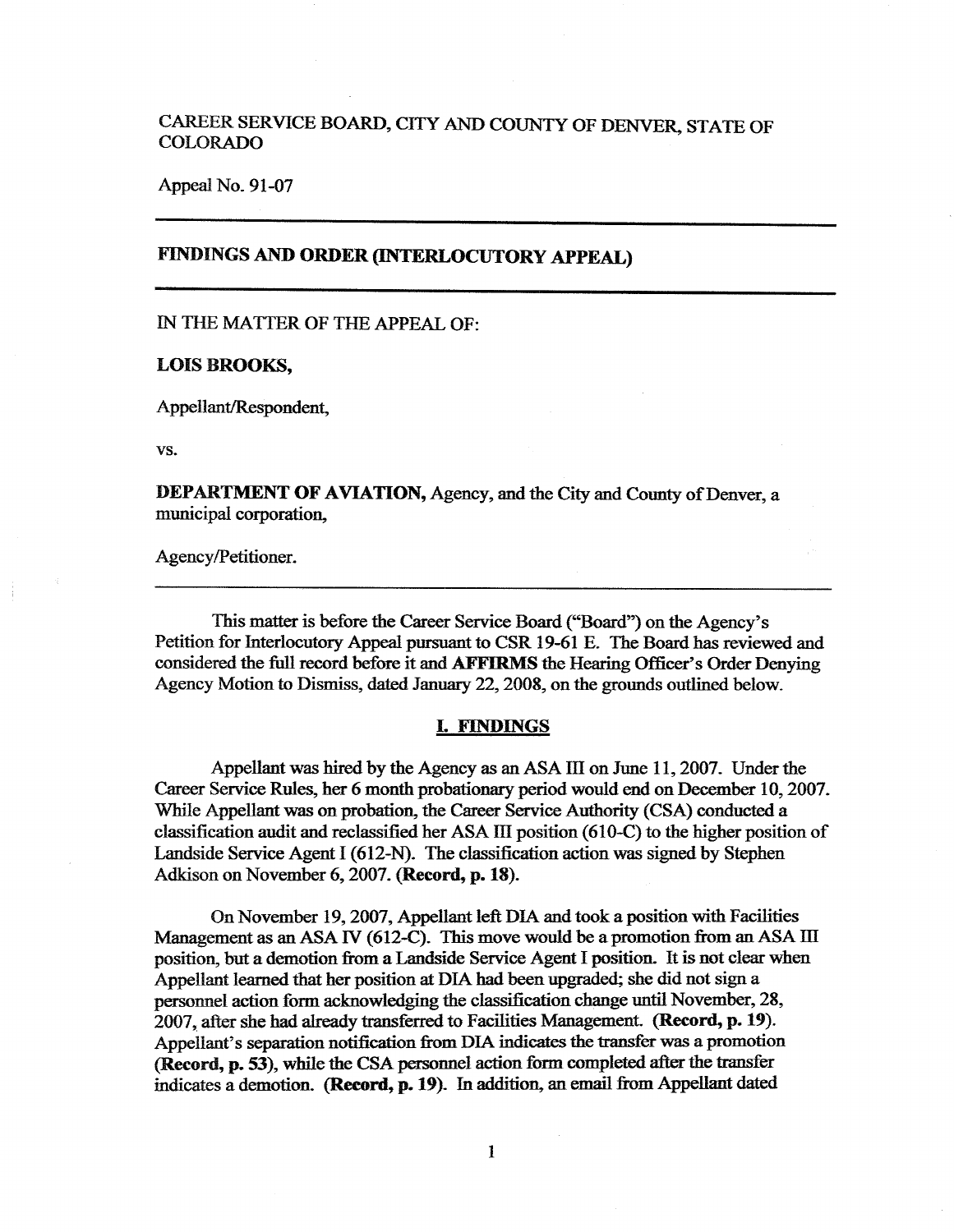CAREER SERVICE BOARD, CITY AND COUNTY OF DENVER, STATE OF COLORADO

Appeal No. 91-07

---

## FINDINGS AND ORDER (INTERLOCUTORY APPEAL)

---

IN THE MATTER OF THE APPEAL OF:

**LOIS BROOKS,**

Appellant/Respondent,

vs.

**DEPARTMENT OF AVIATION,** Agency, and the City and County of Denver, a municipal corporation,

Agency/Petitioner.

---

This matter is before the Career Service Board ("Board") on the Agency's Petition for Interlocutory Appeal pursuant to CSR 19-61 E. The Board has reviewed and considered the full record before it and **AFFIRMS** the Hearing Officer's Order Denying Agency Motion to Dismiss, dated January 22, 2008, on the grounds outlined below.

### I. FINDINGS

Appellant was hired by the Agency as an ASA III on June 11, 2007. Under the Career Service Rules, her 6 month probationary period would end on December 10, 2007. While Appellant was on probation, the Career Service Authority (CSA) conducted a classification audit and reclassified her ASA III position (610-C) to the higher position of Landside Service Agent I (612-N). The classification action was signed by Stephen Adkison on November 6, 2007. **(Record, p. 18).**

On November 19, 2007, Appellant left DIA and took a position with Facilities Management as an ASA IV (612-C). This move would be a promotion from an ASA III position, but a demotion from a Landside Service Agent I position. It is not clear when Appellant learned that her position at DIA had been upgraded; she did not sign a personnel action form acknowledging the classification change until November, 28, 2007, after she had already transferred to Facilities Management. **(Record, p. 19).** Appellant's separation notification from DIA indicates the transfer was a promotion **(Record, p. 53)**, while the CSA personnel action form completed after the transfer indicates a demotion. **(Record, p. 19).** In addition, an email from Appellant dated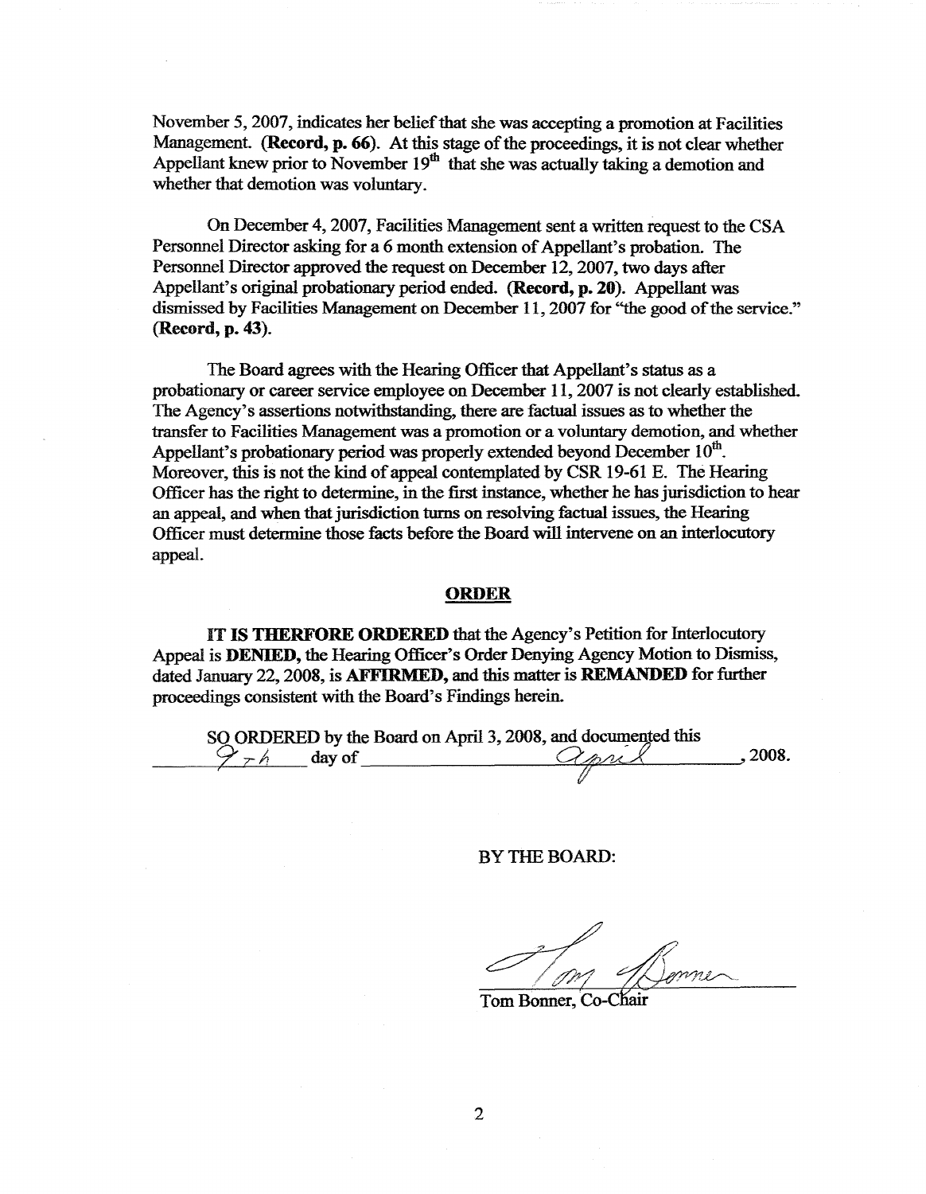November 5, 2007, indicates her belief that she was accepting a promotion at Facilities Management. **(Record, p. 66)**. At this stage of the proceedings, it is not clear whether Appellant knew prior to November 19th that she was actually taking a demotion and whether that demotion was voluntary.

On December 4, 2007, Facilities Management sent a written request to the CSA Personnel Director asking for a 6 month extension of Appellant's probation. The Personnel Director approved the request on December 12, 2007, two days after Appellant's original probationary period ended. **(Record, p. 20)**. Appellant was dismissed by Facilities Management on December 11, 2007 for "the good of the service." **(Record, p. 43)**.

The Board agrees with the Hearing Officer that Appellant's status as a probationary or career service employee on December 11, 2007 is not clearly established. The Agency's assertions notwithstanding, there are factual issues as to whether the transfer to Facilities Management was a promotion or a voluntary demotion, and whether Appellant's probationary period was properly extended beyond December 10th. Moreover, this is not the kind of appeal contemplated by CSR 19-61 E. The Hearing Officer has the right to determine, in the first instance, whether he has jurisdiction to hear an appeal, and when that jurisdiction turns on resolving factual issues, the Hearing Officer must determine those facts before the Board will intervene on an interlocutory appeal.

## ORDER

**IT IS THERFORE ORDERED** that the Agency's Petition for Interlocutory Appeal is **DENIED,** the Hearing Officer's Order Denying Agency Motion to Dismiss, dated January 22, 2008, is **AFFIRMED,** and this matter is **REMANDED** for further proceedings consistent with the Board's Findings herein.

SO ORDERED by the Board on April 3, 2008, and documented this 9th day of April, 2008.

BY THE BOARD:

Tom Bonner, Co-Chair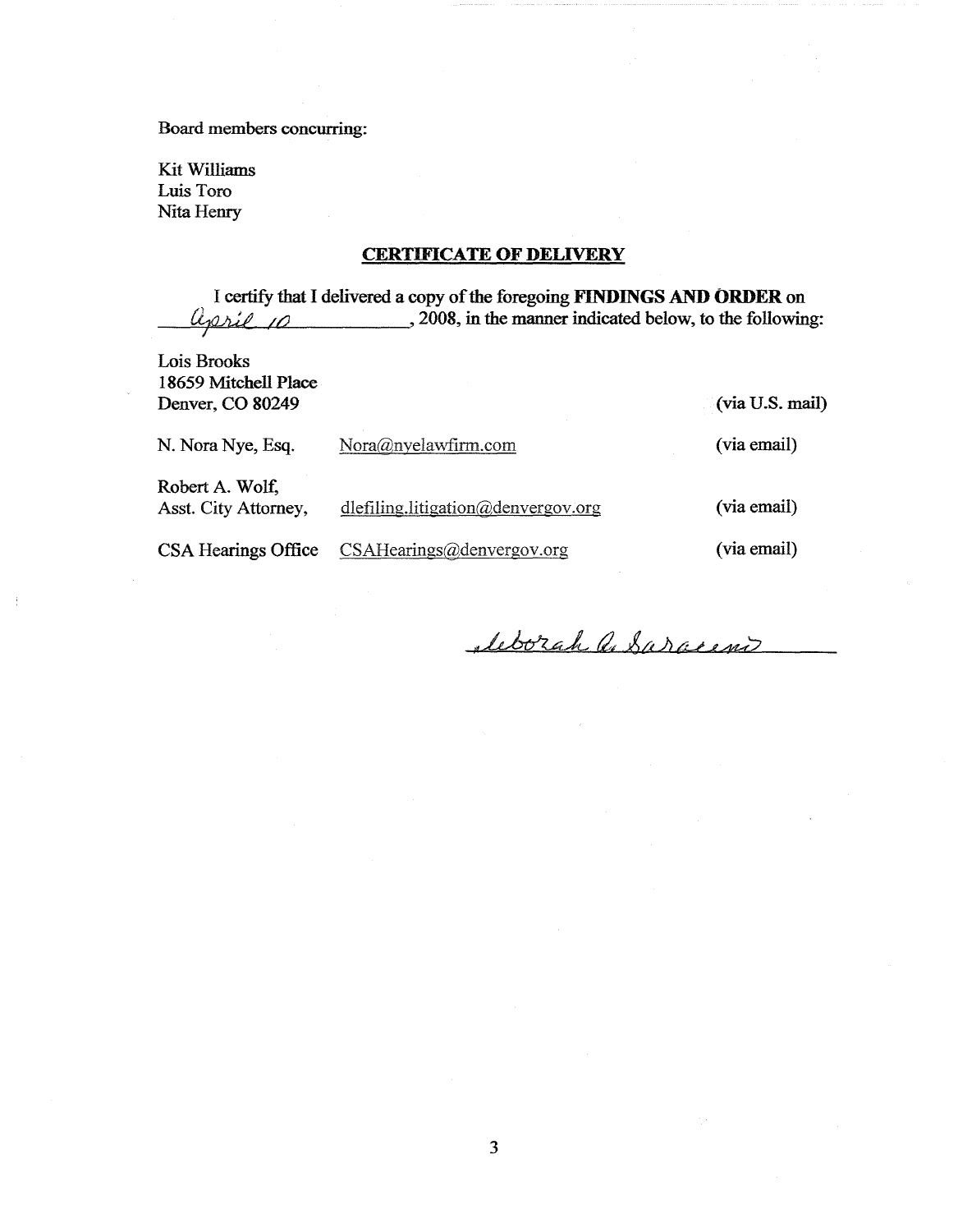Board members concurring:

Kit Williams  
Luis Toro  
Nita Henry

## CERTIFICATE OF DELIVERY

I certify that I delivered a copy of the foregoing **FINDINGS AND ORDER** on April 10, 2008, in the manner indicated below, to the following:

Lois Brooks  
18659 Mitchell Place  
Denver, CO 80249 (via U.S. mail)

N. Nora Nye, Esq. Nora@nyelawfirm.com (via email)

Robert A. Wolf,  
Asst. City Attorney, dlefiling.litigation@denvergov.org (via email)

CSA Hearings Office CSAHearings@denvergov.org (via email)

Deborah A. Saraceno